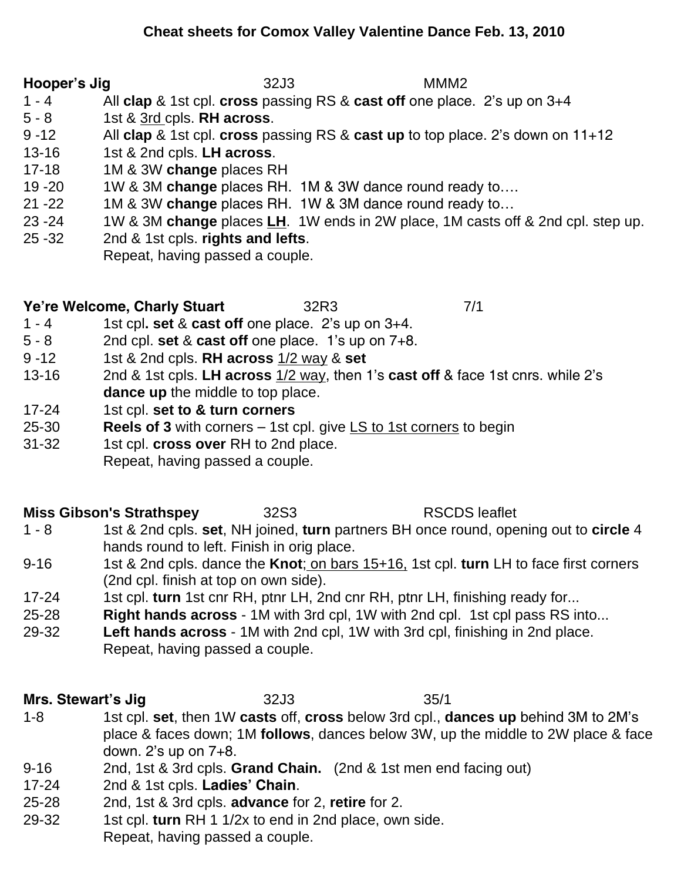# Cheat sheets for Comox Valley Valentine Dance Feb. 13, 2010

**Hooper's Jig** 32J3 MMM2

| | |
|---|---|
| 1 - 4 | All **clap** & 1st cpl. **cross** passing RS & **cast off** one place. 2's up on 3+4 |
| 5 - 8 | 1st & <u>3rd</u> cpls. **RH across**. |
| 9 -12 | All **clap** & 1st cpl. **cross** passing RS & **cast up** to top place. 2's down on 11+12 |
| 13-16 | 1st & 2nd cpls. **LH across**. |
| 17-18 | 1M & 3W **change** places RH |
| 19 -20 | 1W & 3M **change** places RH. 1M & 3W dance round ready to…. |
| 21 -22 | 1M & 3W **change** places RH. 1W & 3M dance round ready to… |
| 23 -24 | 1W & 3M **change** places **<u>LH</u>**. 1W ends in 2W place, 1M casts off & 2nd cpl. step up. |
| 25 -32 | 2nd & 1st cpls. **rights and lefts**. |
| | Repeat, having passed a couple. |

**Ye're Welcome, Charly Stuart** 32R3 7/1

| | |
|---|---|
| 1 - 4 | 1st cpl**. set** & **cast off** one place. 2's up on 3+4. |
| 5 - 8 | 2nd cpl. **set** & **cast off** one place. 1's up on 7+8. |
| 9 -12 | 1st & 2nd cpls. **RH across** <u>1/2 way</u> & **set** |
| 13-16 | 2nd & 1st cpls. **LH across** <u>1/2 way</u>, then 1's **cast off** & face 1st cnrs. while 2's **dance up** the middle to top place. |
| 17-24 | 1st cpl. **set to & turn corners** |
| 25-30 | **Reels of 3** with corners – 1st cpl. give <u>LS to 1st corners</u> to begin |
| 31-32 | 1st cpl. **cross over** RH to 2nd place. |
| | Repeat, having passed a couple. |

**Miss Gibson's Strathspey** 32S3 RSCDS leaflet

| | |
|---|---|
| 1 - 8 | 1st & 2nd cpls. **set**, NH joined, **turn** partners BH once round, opening out to **circle** 4 hands round to left. Finish in orig place. |
| 9-16 | 1st & 2nd cpls. dance the **Knot**<u>; on bars 15+16,</u> 1st cpl. **turn** LH to face first corners (2nd cpl. finish at top on own side). |
| 17-24 | 1st cpl. **turn** 1st cnr RH, ptnr LH, 2nd cnr RH, ptnr LH, finishing ready for... |
| 25-28 | **Right hands across** - 1M with 3rd cpl, 1W with 2nd cpl. 1st cpl pass RS into... |
| 29-32 | **Left hands across** - 1M with 2nd cpl, 1W with 3rd cpl, finishing in 2nd place. |
| | Repeat, having passed a couple. |

**Mrs. Stewart's Jig** 32J3 35/1

| | |
|---|---|
| 1-8 | 1st cpl. **set**, then 1W **casts** off, **cross** below 3rd cpl., **dances up** behind 3M to 2M's place & faces down; 1M **follows**, dances below 3W, up the middle to 2W place & face down. 2's up on 7+8. |
| 9-16 | 2nd, 1st & 3rd cpls. **Grand Chain.** (2nd & 1st men end facing out) |
| 17-24 | 2nd & 1st cpls. **Ladies' Chain**. |
| 25-28 | 2nd, 1st & 3rd cpls. **advance** for 2, **retire** for 2. |
| 29-32 | 1st cpl. **turn** RH 1 1/2x to end in 2nd place, own side. |
| | Repeat, having passed a couple. |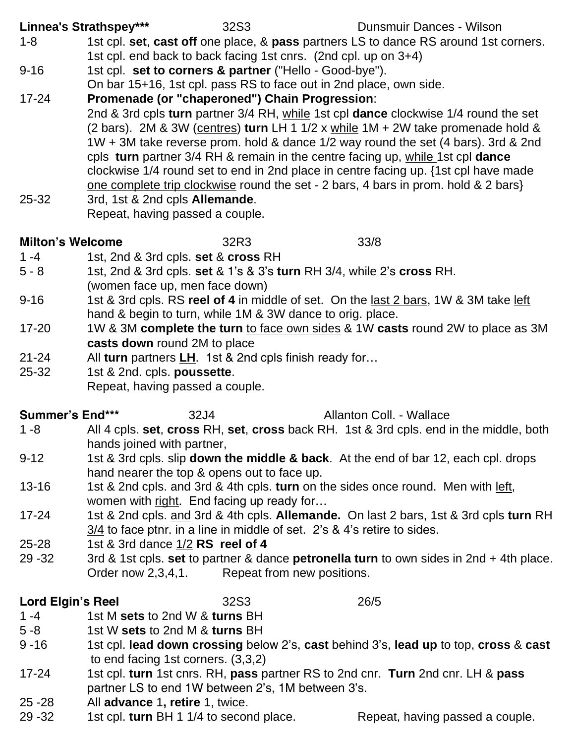**Linnea's Strathspey*** 32S3 Dunsmuir Dances - Wilson**

1-8 1st cpl. **set**, **cast off** one place, & **pass** partners LS to dance RS around 1st corners. 1st cpl. end back to back facing 1st cnrs. (2nd cpl. up on 3+4)

9-16 1st cpl. **set to corners & partner** ("Hello - Good-bye"). On bar 15+16, 1st cpl. pass RS to face out in 2nd place, own side.

17-24 **Promenade (or "chaperoned") Chain Progression**: 2nd & 3rd cpls **turn** partner 3/4 RH, <u>while</u> 1st cpl **dance** clockwise 1/4 round the set (2 bars). 2M & 3W (<u>centres</u>) **turn** LH 1 1/2 x <u>while</u> 1M + 2W take promenade hold & 1W + 3M take reverse prom. hold & dance 1/2 way round the set (4 bars). 3rd & 2nd cpls **turn** partner 3/4 RH & remain in the centre facing up, <u>while</u> 1st cpl **dance** clockwise 1/4 round set to end in 2nd place in centre facing up. {1st cpl have made <u>one complete trip clockwise</u> round the set - 2 bars, 4 bars in prom. hold & 2 bars}

25-32 3rd, 1st & 2nd cpls **Allemande**. Repeat, having passed a couple.

**Milton's Welcome 32R3 33/8**

1 -4 1st, 2nd & 3rd cpls. **set** & **cross** RH

5 - 8 1st, 2nd & 3rd cpls. **set** & <u>1's & 3's</u> **turn** RH 3/4, while <u>2's</u> **cross** RH. (women face up, men face down)

9-16 1st & 3rd cpls. RS **reel of 4** in middle of set. On the <u>last 2 bars</u>, 1W & 3M take <u>left</u> hand & begin to turn, while 1M & 3W dance to orig. place.

17-20 1W & 3M **complete the turn** <u>to face own sides</u> & 1W **casts** round 2W to place as 3M **casts down** round 2M to place

21-24 All **turn** partners **<u>LH</u>**. 1st & 2nd cpls finish ready for…

25-32 1st & 2nd. cpls. **poussette**. Repeat, having passed a couple.

**Summer's End*** 32J4 Allanton Coll. - Wallace**

1 -8 All 4 cpls. **set**, **cross** RH, **set**, **cross** back RH. 1st & 3rd cpls. end in the middle, both hands joined with partner,

9-12 1st & 3rd cpls. <u>slip</u> **down the middle & back**. At the end of bar 12, each cpl. drops hand nearer the top & opens out to face up.

13-16 1st & 2nd cpls. and 3rd & 4th cpls. **turn** on the sides once round. Men with <u>left</u>, women with <u>right</u>. End facing up ready for…

17-24 1st & 2nd cpls. <u>and</u> 3rd & 4th cpls. **Allemande.** On last 2 bars, 1st & 3rd cpls **turn** RH <u>3/4</u> to face ptnr. in a line in middle of set. 2's & 4's retire to sides.

25-28 1st & 3rd dance <u>1/2</u> **RS reel of 4**

29 -32 3rd & 1st cpls. **set** to partner & dance **petronella turn** to own sides in 2nd + 4th place. Order now 2,3,4,1. Repeat from new positions.

**Lord Elgin's Reel 32S3 26/5**

1 -4 1st M **sets** to 2nd W & **turns** BH

5 -8 1st W **sets** to 2nd M & **turns** BH

9 -16 1st cpl. **lead down crossing** below 2's, **cast** behind 3's, **lead up** to top, **cross** & **cast** to end facing 1st corners. (3,3,2)

17-24 1st cpl. **turn** 1st cnrs. RH, **pass** partner RS to 2nd cnr. **Turn** 2nd cnr. LH & **pass** partner LS to end 1W between 2's, 1M between 3's.

25 -28 All **advance** 1**, retire** 1, <u>twice</u>.

29 -32 1st cpl. **turn** BH 1 1/4 to second place. Repeat, having passed a couple.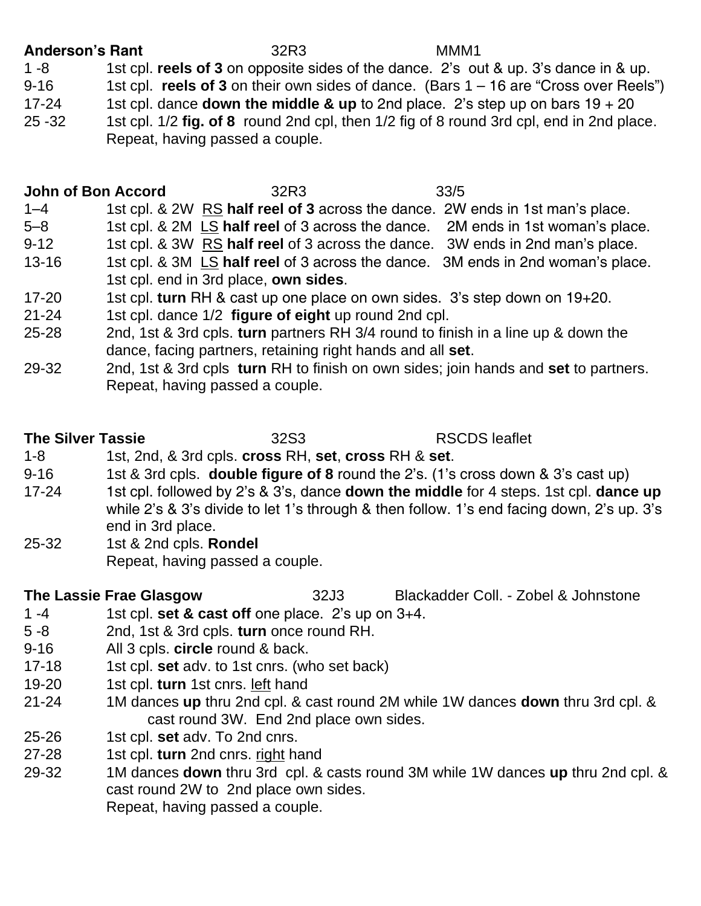**Anderson's Rant** 32R3 MMM1

| | |
|---|---|
| 1 -8 | 1st cpl. **reels of 3** on opposite sides of the dance. 2's out & up. 3's dance in & up. |
| 9-16 | 1st cpl. **reels of 3** on their own sides of dance. (Bars 1 – 16 are "Cross over Reels") |
| 17-24 | 1st cpl. dance **down the middle & up** to 2nd place. 2's step up on bars 19 + 20 |
| 25 -32 | 1st cpl. 1/2 **fig. of 8** round 2nd cpl, then 1/2 fig of 8 round 3rd cpl, end in 2nd place. Repeat, having passed a couple. |

**John of Bon Accord** 32R3 33/5

| | |
|---|---|
| 1–4 | 1st cpl. & 2W <u>RS</u> **half reel of 3** across the dance. 2W ends in 1st man's place. |
| 5–8 | 1st cpl. & 2M <u>LS</u> **half reel** of 3 across the dance. 2M ends in 1st woman's place. |
| 9-12 | 1st cpl. & 3W <u>RS</u> **half reel** of 3 across the dance. 3W ends in 2nd man's place. |
| 13-16 | 1st cpl. & 3M <u>LS</u> **half reel** of 3 across the dance. 3M ends in 2nd woman's place. 1st cpl. end in 3rd place, **own sides**. |
| 17-20 | 1st cpl. **turn** RH & cast up one place on own sides. 3's step down on 19+20. |
| 21-24 | 1st cpl. dance 1/2 **figure of eight** up round 2nd cpl. |
| 25-28 | 2nd, 1st & 3rd cpls. **turn** partners RH 3/4 round to finish in a line up & down the dance, facing partners, retaining right hands and all **set**. |
| 29-32 | 2nd, 1st & 3rd cpls **turn** RH to finish on own sides; join hands and **set** to partners. Repeat, having passed a couple. |

**The Silver Tassie** 32S3 RSCDS leaflet

| | |
|---|---|
| 1-8 | 1st, 2nd, & 3rd cpls. **cross** RH, **set**, **cross** RH & **set**. |
| 9-16 | 1st & 3rd cpls. **double figure of 8** round the 2's. (1's cross down & 3's cast up) |
| 17-24 | 1st cpl. followed by 2's & 3's, dance **down the middle** for 4 steps. 1st cpl. **dance up** while 2's & 3's divide to let 1's through & then follow. 1's end facing down, 2's up. 3's end in 3rd place. |
| 25-32 | 1st & 2nd cpls. **Rondel** Repeat, having passed a couple. |

**The Lassie Frae Glasgow** 32J3 Blackadder Coll. - Zobel & Johnstone

| | |
|---|---|
| 1 -4 | 1st cpl. **set & cast off** one place. 2's up on 3+4. |
| 5 -8 | 2nd, 1st & 3rd cpls. **turn** once round RH. |
| 9-16 | All 3 cpls. **circle** round & back. |
| 17-18 | 1st cpl. **set** adv. to 1st cnrs. (who set back) |
| 19-20 | 1st cpl. **turn** 1st cnrs. <u>left</u> hand |
| 21-24 | 1M dances **up** thru 2nd cpl. & cast round 2M while 1W dances **down** thru 3rd cpl. & cast round 3W. End 2nd place own sides. |
| 25-26 | 1st cpl. **set** adv. To 2nd cnrs. |
| 27-28 | 1st cpl. **turn** 2nd cnrs. <u>right</u> hand |
| 29-32 | 1M dances **down** thru 3rd cpl. & casts round 3M while 1W dances **up** thru 2nd cpl. & cast round 2W to 2nd place own sides. Repeat, having passed a couple. |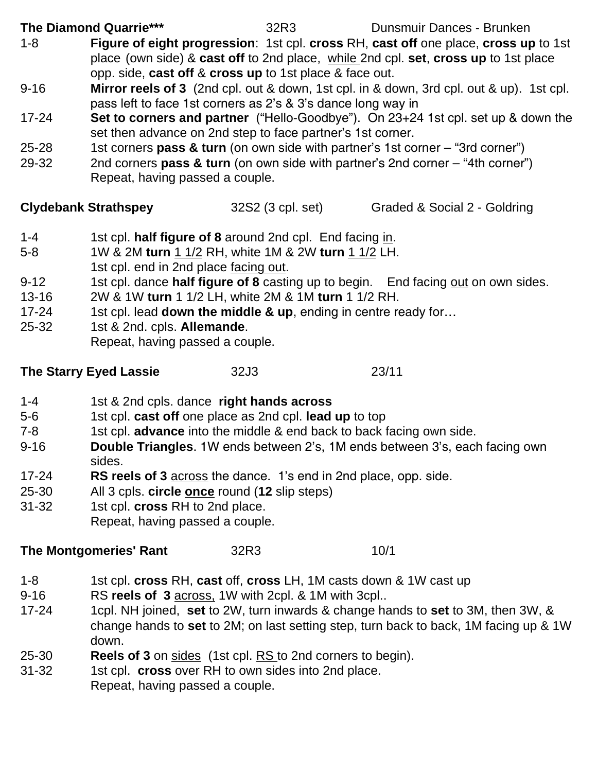**The Diamond Quarrie***** 32R3 Dunsmuir Dances - Brunken

| | |
|---|---|
| 1-8 | **Figure of eight progression**: 1st cpl. **cross** RH, **cast off** one place, **cross up** to 1st place (own side) & **cast off** to 2nd place, while 2nd cpl. **set**, **cross up** to 1st place opp. side, **cast off** & **cross up** to 1st place & face out. |
| 9-16 | **Mirror reels of 3** (2nd cpl. out & down, 1st cpl. in & down, 3rd cpl. out & up). 1st cpl. pass left to face 1st corners as 2's & 3's dance long way in |
| 17-24 | **Set to corners and partner** ("Hello-Goodbye"). On 23+24 1st cpl. set up & down the set then advance on 2nd step to face partner's 1st corner. |
| 25-28 | 1st corners **pass & turn** (on own side with partner's 1st corner – "3rd corner") |
| 29-32 | 2nd corners **pass & turn** (on own side with partner's 2nd corner – "4th corner") Repeat, having passed a couple. |

**Clydebank Strathspey** 32S2 (3 cpl. set) Graded & Social 2 - Goldring

| | |
|---|---|
| 1-4 | 1st cpl. **half figure of 8** around 2nd cpl. End facing in. |
| 5-8 | 1W & 2M **turn** 1 1/2 RH, white 1M & 2W **turn** 1 1/2 LH. 1st cpl. end in 2nd place facing out. |
| 9-12 | 1st cpl. dance **half figure of 8** casting up to begin. End facing out on own sides. |
| 13-16 | 2W & 1W **turn** 1 1/2 LH, white 2M & 1M **turn** 1 1/2 RH. |
| 17-24 | 1st cpl. lead **down the middle & up**, ending in centre ready for… |
| 25-32 | 1st & 2nd. cpls. **Allemande**. Repeat, having passed a couple. |

**The Starry Eyed Lassie** 32J3 23/11

| | |
|---|---|
| 1-4 | 1st & 2nd cpls. dance **right hands across** |
| 5-6 | 1st cpl. **cast off** one place as 2nd cpl. **lead up** to top |
| 7-8 | 1st cpl. **advance** into the middle & end back to back facing own side. |
| 9-16 | **Double Triangles**. 1W ends between 2's, 1M ends between 3's, each facing own sides. |
| 17-24 | **RS reels of 3** across the dance. 1's end in 2nd place, opp. side. |
| 25-30 | All 3 cpls. **circle once** round (**12** slip steps) |
| 31-32 | 1st cpl. **cross** RH to 2nd place. Repeat, having passed a couple. |

**The Montgomeries' Rant** 32R3 10/1

| | |
|---|---|
| 1-8 | 1st cpl. **cross** RH, **cast** off, **cross** LH, 1M casts down & 1W cast up |
| 9-16 | RS **reels of 3** across, 1W with 2cpl. & 1M with 3cpl.. |
| 17-24 | 1cpl. NH joined, **set** to 2W, turn inwards & change hands to **set** to 3M, then 3W, & change hands to **set** to 2M; on last setting step, turn back to back, 1M facing up & 1W down. |
| 25-30 | **Reels of 3** on sides (1st cpl. RS to 2nd corners to begin). |
| 31-32 | 1st cpl. **cross** over RH to own sides into 2nd place. Repeat, having passed a couple. |